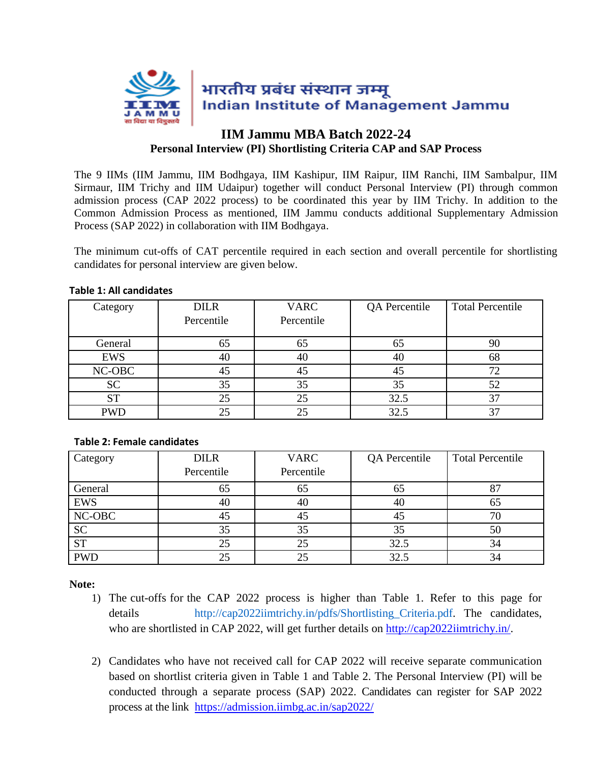भारतीय प्रबंध संस्थान जम्मू
Indian Institute of Management Jammu

# IIM Jammu MBA Batch 2022-24

## Personal Interview (PI) Shortlisting Criteria CAP and SAP Process

The 9 IIMs (IIM Jammu, IIM Bodhgaya, IIM Kashipur, IIM Raipur, IIM Ranchi, IIM Sambalpur, IIM Sirmaur, IIM Trichy and IIM Udaipur) together will conduct Personal Interview (PI) through common admission process (CAP 2022 process) to be coordinated this year by IIM Trichy. In addition to the Common Admission Process as mentioned, IIM Jammu conducts additional Supplementary Admission Process (SAP 2022) in collaboration with IIM Bodhgaya.

The minimum cut-offs of CAT percentile required in each section and overall percentile for shortlisting candidates for personal interview are given below.

**Table 1: All candidates**

| Category | DILR Percentile | VARC Percentile | QA Percentile | Total Percentile |
|---|---|---|---|---|
| General | 65 | 65 | 65 | 90 |
| EWS | 40 | 40 | 40 | 68 |
| NC-OBC | 45 | 45 | 45 | 72 |
| SC | 35 | 35 | 35 | 52 |
| ST | 25 | 25 | 32.5 | 37 |
| PWD | 25 | 25 | 32.5 | 37 |

**Table 2: Female candidates**

| Category | DILR Percentile | VARC Percentile | QA Percentile | Total Percentile |
|---|---|---|---|---|
| General | 65 | 65 | 65 | 87 |
| EWS | 40 | 40 | 40 | 65 |
| NC-OBC | 45 | 45 | 45 | 70 |
| SC | 35 | 35 | 35 | 50 |
| ST | 25 | 25 | 32.5 | 34 |
| PWD | 25 | 25 | 32.5 | 34 |

**Note:**

1) The cut-offs for the CAP 2022 process is higher than Table 1. Refer to this page for details http://cap2022iimtrichy.in/pdfs/Shortlisting_Criteria.pdf. The candidates, who are shortlisted in CAP 2022, will get further details on http://cap2022iimtrichy.in/.

2) Candidates who have not received call for CAP 2022 will receive separate communication based on shortlist criteria given in Table 1 and Table 2. The Personal Interview (PI) will be conducted through a separate process (SAP) 2022. Candidates can register for SAP 2022 process at the link https://admission.iimbg.ac.in/sap2022/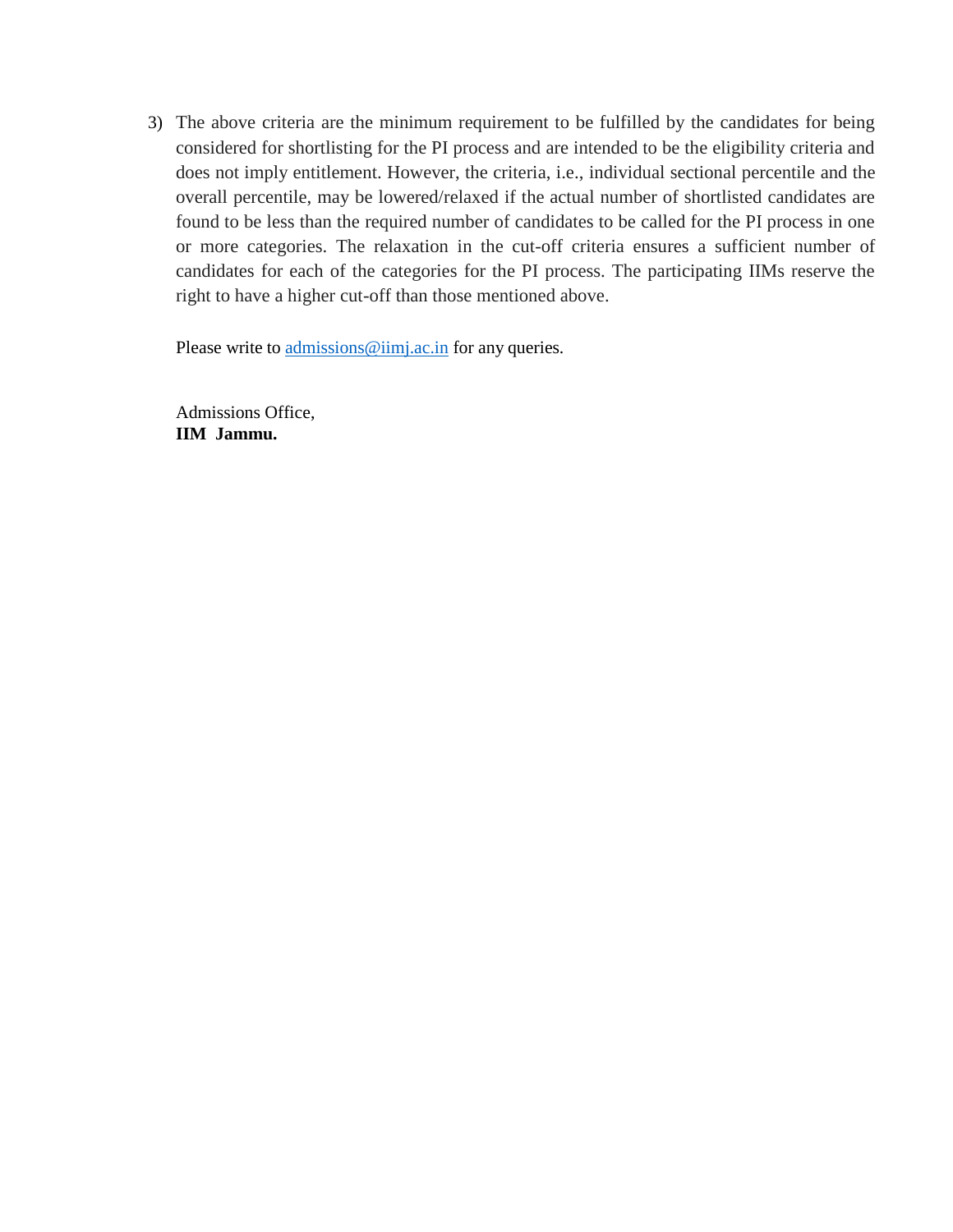3) The above criteria are the minimum requirement to be fulfilled by the candidates for being considered for shortlisting for the PI process and are intended to be the eligibility criteria and does not imply entitlement. However, the criteria, i.e., individual sectional percentile and the overall percentile, may be lowered/relaxed if the actual number of shortlisted candidates are found to be less than the required number of candidates to be called for the PI process in one or more categories. The relaxation in the cut-off criteria ensures a sufficient number of candidates for each of the categories for the PI process. The participating IIMs reserve the right to have a higher cut-off than those mentioned above.

Please write to admissions@iimj.ac.in for any queries.

Admissions Office,
**IIM Jammu.**